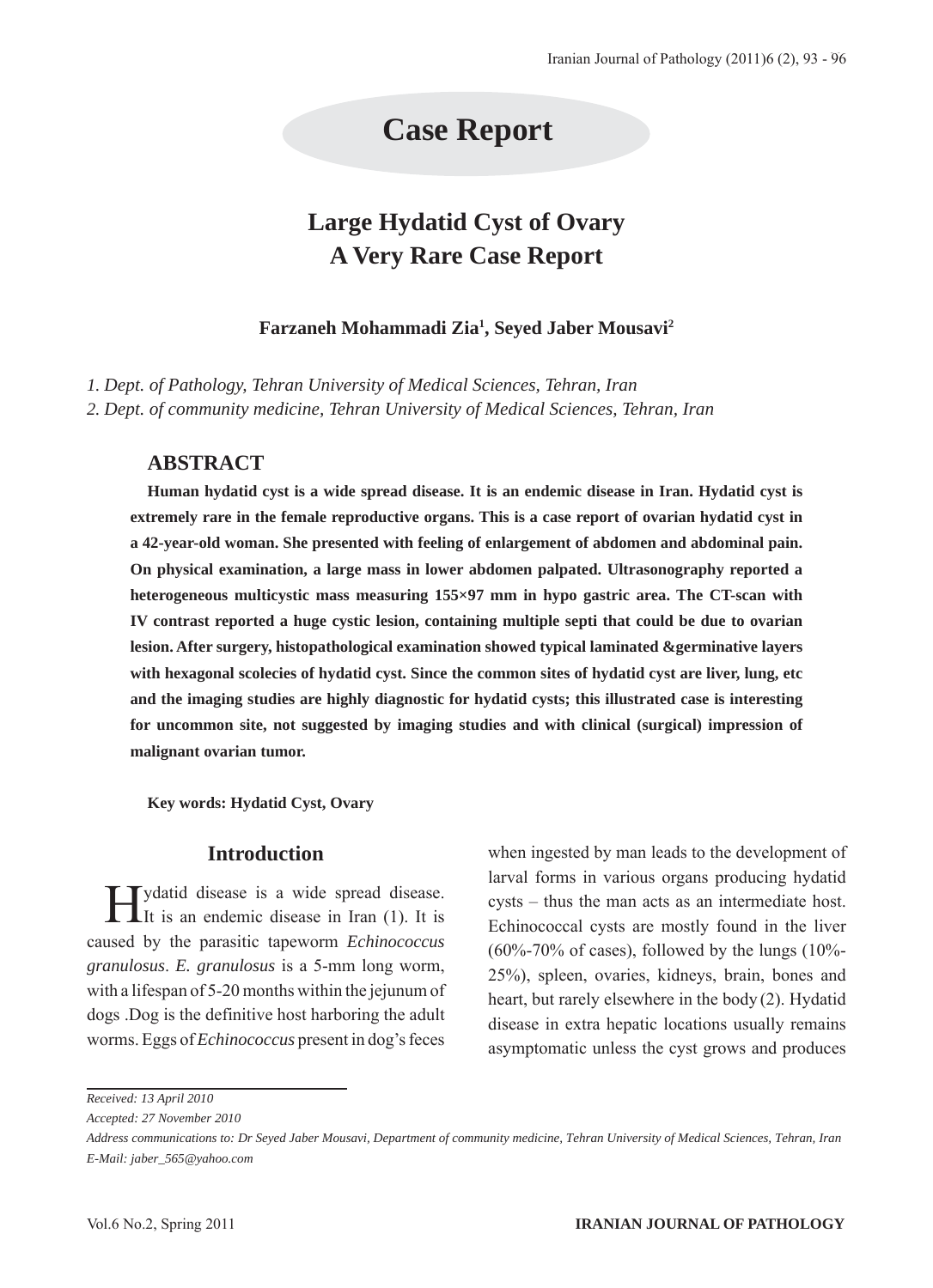# Case Report

## Large Hydatid Cyst of Ovary
## A Very Rare Case Report

**Farzaneh Mohammadi Zia[1], Seyed Jaber Mousavi[2]**

*1. Dept. of Pathology, Tehran University of Medical Sciences, Tehran, Iran*
*2. Dept. of community medicine, Tehran University of Medical Sciences, Tehran, Iran*

### ABSTRACT

**Human hydatid cyst is a wide spread disease. It is an endemic disease in Iran. Hydatid cyst is extremely rare in the female reproductive organs. This is a case report of ovarian hydatid cyst in a 42-year-old woman. She presented with feeling of enlargement of abdomen and abdominal pain. On physical examination, a large mass in lower abdomen palpated. Ultrasonography reported a heterogeneous multicystic mass measuring 155×97 mm in hypo gastric area. The CT-scan with IV contrast reported a huge cystic lesion, containing multiple septi that could be due to ovarian lesion. After surgery, histopathological examination showed typical laminated &germinative layers with hexagonal scolecies of hydatid cyst. Since the common sites of hydatid cyst are liver, lung, etc and the imaging studies are highly diagnostic for hydatid cysts; this illustrated case is interesting for uncommon site, not suggested by imaging studies and with clinical (surgical) impression of malignant ovarian tumor.**

**Key words: Hydatid Cyst, Ovary**

### Introduction

Hydatid disease is a wide spread disease. It is an endemic disease in Iran (1). It is caused by the parasitic tapeworm *Echinococcus granulosus*. *E. granulosus* is a 5-mm long worm, with a lifespan of 5-20 months within the jejunum of dogs .Dog is the definitive host harboring the adult worms. Eggs of *Echinococcus* present in dog's feces when ingested by man leads to the development of larval forms in various organs producing hydatid cysts – thus the man acts as an intermediate host. Echinococcal cysts are mostly found in the liver (60%-70% of cases), followed by the lungs (10%-25%), spleen, ovaries, kidneys, brain, bones and heart, but rarely elsewhere in the body (2). Hydatid disease in extra hepatic locations usually remains asymptomatic unless the cyst grows and produces

*Received: 13 April 2010*
*Accepted: 27 November 2010*
*Address communications to: Dr Seyed Jaber Mousavi, Department of community medicine, Tehran University of Medical Sciences, Tehran, Iran*
*E-Mail: jaber_565@yahoo.com*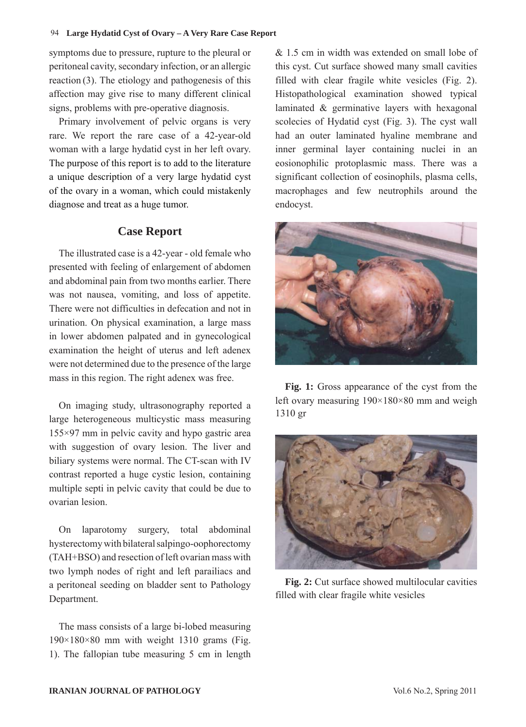symptoms due to pressure, rupture to the pleural or peritoneal cavity, secondary infection, or an allergic reaction (3). The etiology and pathogenesis of this affection may give rise to many different clinical signs, problems with pre-operative diagnosis.

Primary involvement of pelvic organs is very rare. We report the rare case of a 42-year-old woman with a large hydatid cyst in her left ovary. The purpose of this report is to add to the literature a unique description of a very large hydatid cyst of the ovary in a woman, which could mistakenly diagnose and treat as a huge tumor.

## Case Report

The illustrated case is a 42-year - old female who presented with feeling of enlargement of abdomen and abdominal pain from two months earlier. There was not nausea, vomiting, and loss of appetite. There were not difficulties in defecation and not in urination. On physical examination, a large mass in lower abdomen palpated and in gynecological examination the height of uterus and left adenex were not determined due to the presence of the large mass in this region. The right adenex was free.

On imaging study, ultrasonography reported a large heterogeneous multicystic mass measuring 155×97 mm in pelvic cavity and hypo gastric area with suggestion of ovary lesion. The liver and biliary systems were normal. The CT-scan with IV contrast reported a huge cystic lesion, containing multiple septi in pelvic cavity that could be due to ovarian lesion.

On laparotomy surgery, total abdominal hysterectomy with bilateral salpingo-oophorectomy (TAH+BSO) and resection of left ovarian mass with two lymph nodes of right and left parailiacs and a peritoneal seeding on bladder sent to Pathology Department.

The mass consists of a large bi-lobed measuring 190×180×80 mm with weight 1310 grams (Fig. 1). The fallopian tube measuring 5 cm in length & 1.5 cm in width was extended on small lobe of this cyst. Cut surface showed many small cavities filled with clear fragile white vesicles (Fig. 2). Histopathological examination showed typical laminated & germinative layers with hexagonal scolecies of Hydatid cyst (Fig. 3). The cyst wall had an outer laminated hyaline membrane and inner germinal layer containing nuclei in an eosionophilic protoplasmic mass. There was a significant collection of eosinophils, plasma cells, macrophages and few neutrophils around the endocyst.

**Fig. 1:** Gross appearance of the cyst from the left ovary measuring 190×180×80 mm and weigh 1310 gr

**Fig. 2:** Cut surface showed multilocular cavities filled with clear fragile white vesicles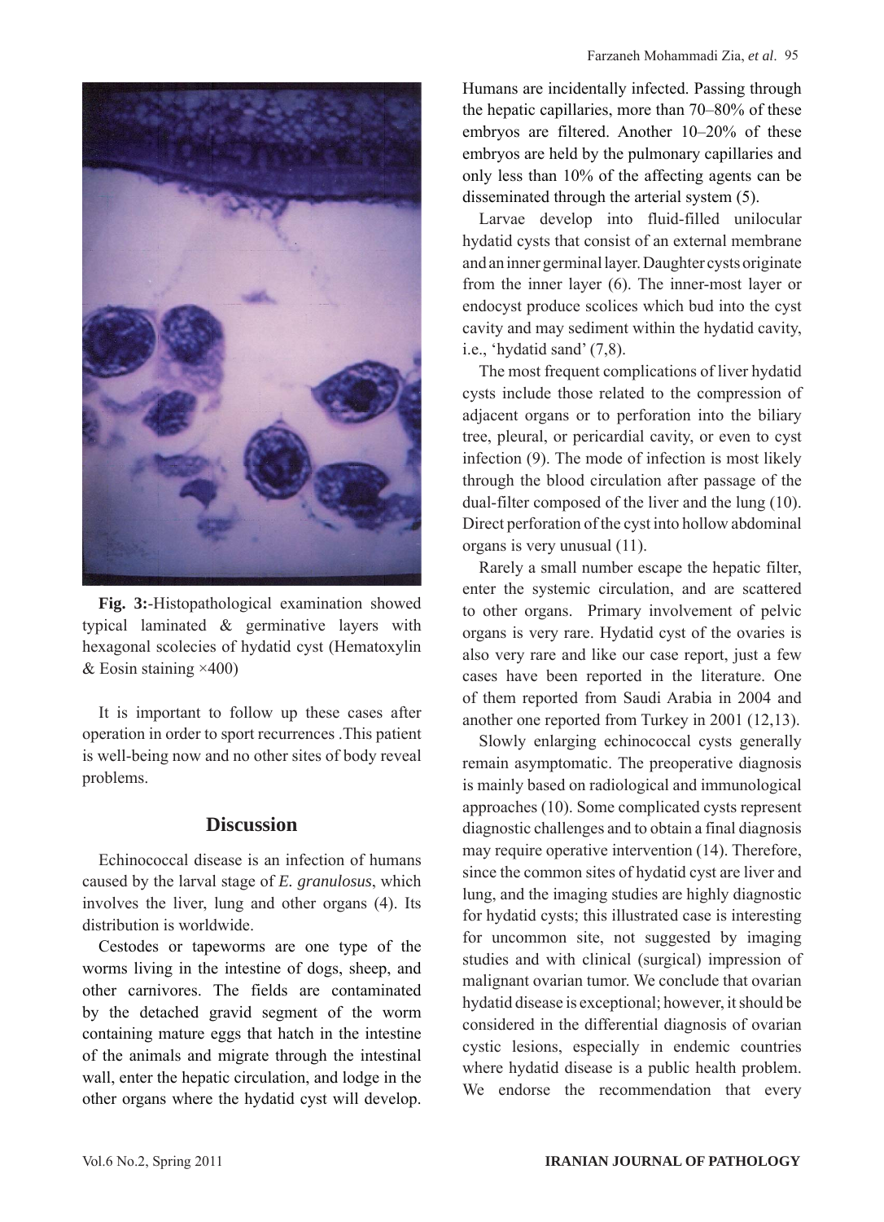**Fig. 3:**-Histopathological examination showed typical laminated & germinative layers with hexagonal scolecies of hydatid cyst (Hematoxylin & Eosin staining ×400)

It is important to follow up these cases after operation in order to sport recurrences .This patient is well-being now and no other sites of body reveal problems.

## Discussion

Echinococcal disease is an infection of humans caused by the larval stage of *E. granulosus*, which involves the liver, lung and other organs (4). Its distribution is worldwide.

Cestodes or tapeworms are one type of the worms living in the intestine of dogs, sheep, and other carnivores. The fields are contaminated by the detached gravid segment of the worm containing mature eggs that hatch in the intestine of the animals and migrate through the intestinal wall, enter the hepatic circulation, and lodge in the other organs where the hydatid cyst will develop. Humans are incidentally infected. Passing through the hepatic capillaries, more than 70–80% of these embryos are filtered. Another 10–20% of these embryos are held by the pulmonary capillaries and only less than 10% of the affecting agents can be disseminated through the arterial system (5).

Larvae develop into fluid-filled unilocular hydatid cysts that consist of an external membrane and an inner germinal layer. Daughter cysts originate from the inner layer (6). The inner-most layer or endocyst produce scolices which bud into the cyst cavity and may sediment within the hydatid cavity, i.e., 'hydatid sand' (7,8).

The most frequent complications of liver hydatid cysts include those related to the compression of adjacent organs or to perforation into the biliary tree, pleural, or pericardial cavity, or even to cyst infection (9). The mode of infection is most likely through the blood circulation after passage of the dual-filter composed of the liver and the lung (10). Direct perforation of the cyst into hollow abdominal organs is very unusual (11).

Rarely a small number escape the hepatic filter, enter the systemic circulation, and are scattered to other organs. Primary involvement of pelvic organs is very rare. Hydatid cyst of the ovaries is also very rare and like our case report, just a few cases have been reported in the literature. One of them reported from Saudi Arabia in 2004 and another one reported from Turkey in 2001 (12,13).

Slowly enlarging echinococcal cysts generally remain asymptomatic. The preoperative diagnosis is mainly based on radiological and immunological approaches (10). Some complicated cysts represent diagnostic challenges and to obtain a final diagnosis may require operative intervention (14). Therefore, since the common sites of hydatid cyst are liver and lung, and the imaging studies are highly diagnostic for hydatid cysts; this illustrated case is interesting for uncommon site, not suggested by imaging studies and with clinical (surgical) impression of malignant ovarian tumor. We conclude that ovarian hydatid disease is exceptional; however, it should be considered in the differential diagnosis of ovarian cystic lesions, especially in endemic countries where hydatid disease is a public health problem. We endorse the recommendation that every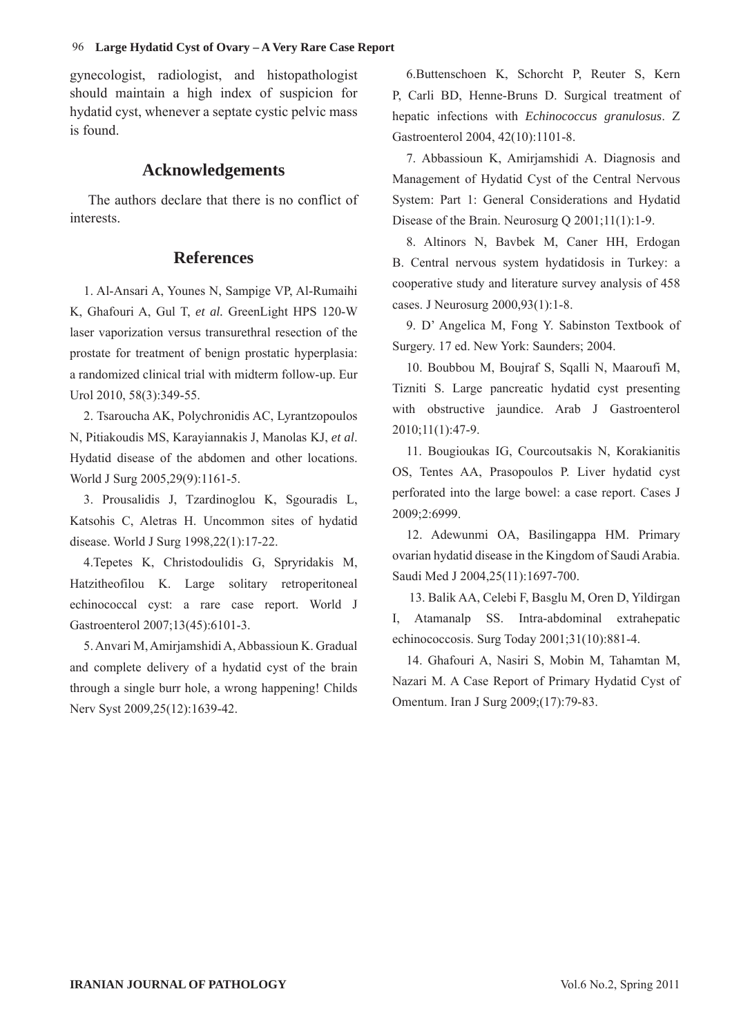gynecologist, radiologist, and histopathologist should maintain a high index of suspicion for hydatid cyst, whenever a septate cystic pelvic mass is found.

## Acknowledgements

The authors declare that there is no conflict of interests.

## References

1. Al-Ansari A, Younes N, Sampige VP, Al-Rumaihi K, Ghafouri A, Gul T, *et al.* GreenLight HPS 120-W laser vaporization versus transurethral resection of the prostate for treatment of benign prostatic hyperplasia: a randomized clinical trial with midterm follow-up. Eur Urol 2010, 58(3):349-55.

2. Tsaroucha AK, Polychronidis AC, Lyrantzopoulos N, Pitiakoudis MS, Karayiannakis J, Manolas KJ, *et al*. Hydatid disease of the abdomen and other locations. World J Surg 2005,29(9):1161-5.

3. Prousalidis J, Tzardinoglou K, Sgouradis L, Katsohis C, Aletras H. Uncommon sites of hydatid disease. World J Surg 1998,22(1):17-22.

4.Tepetes K, Christodoulidis G, Spryridakis M, Hatzitheofilou K. Large solitary retroperitoneal echinococcal cyst: a rare case report. World J Gastroenterol 2007;13(45):6101-3.

5. Anvari M, Amirjamshidi A, Abbassioun K. Gradual and complete delivery of a hydatid cyst of the brain through a single burr hole, a wrong happening! Childs Nerv Syst 2009,25(12):1639-42.

6.Buttenschoen K, Schorcht P, Reuter S, Kern P, Carli BD, Henne-Bruns D. Surgical treatment of hepatic infections with *Echinococcus granulosus*. Z Gastroenterol 2004, 42(10):1101-8.

7. Abbassioun K, Amirjamshidi A. Diagnosis and Management of Hydatid Cyst of the Central Nervous System: Part 1: General Considerations and Hydatid Disease of the Brain. Neurosurg Q 2001;11(1):1-9.

8. Altinors N, Bavbek M, Caner HH, Erdogan B. Central nervous system hydatidosis in Turkey: a cooperative study and literature survey analysis of 458 cases. J Neurosurg 2000,93(1):1-8.

9. D' Angelica M, Fong Y. Sabinston Textbook of Surgery. 17 ed. New York: Saunders; 2004.

10. Boubbou M, Boujraf S, Sqalli N, Maaroufi M, Tizniti S. Large pancreatic hydatid cyst presenting with obstructive jaundice. Arab J Gastroenterol 2010;11(1):47-9.

11. Bougioukas IG, Courcoutsakis N, Korakianitis OS, Tentes AA, Prasopoulos P. Liver hydatid cyst perforated into the large bowel: a case report. Cases J 2009;2:6999.

12. Adewunmi OA, Basilingappa HM. Primary ovarian hydatid disease in the Kingdom of Saudi Arabia. Saudi Med J 2004,25(11):1697-700.

13. Balik AA, Celebi F, Basglu M, Oren D, Yildirgan I, Atamanalp SS. Intra-abdominal extrahepatic echinococcosis. Surg Today 2001;31(10):881-4.

14. Ghafouri A, Nasiri S, Mobin M, Tahamtan M, Nazari M. A Case Report of Primary Hydatid Cyst of Omentum. Iran J Surg 2009;(17):79-83.